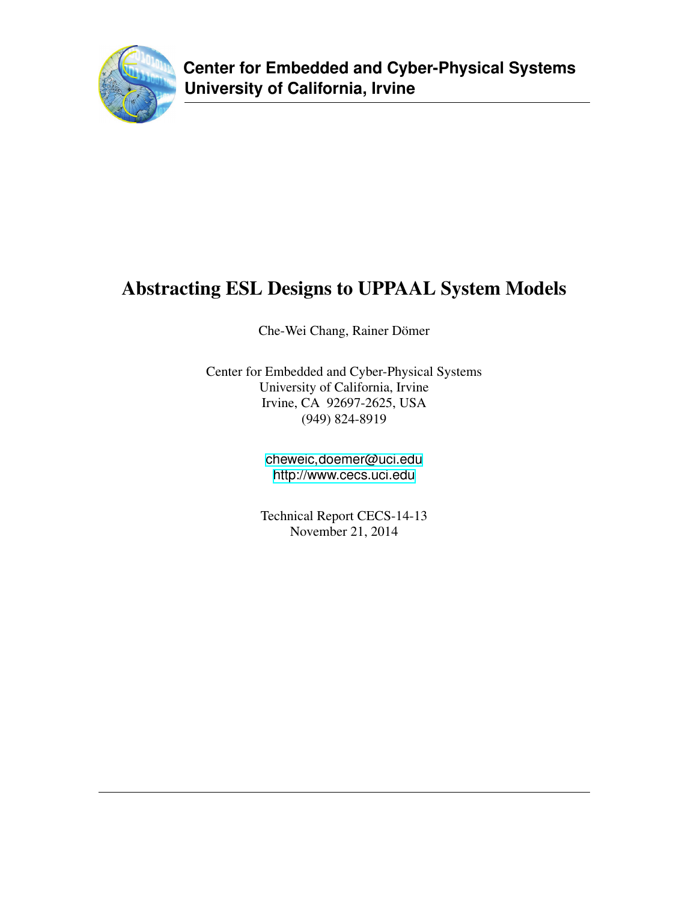**Center for Embedded and Cyber-Physical Systems**
**University of California, Irvine**

# Abstracting ESL Designs to UPPAAL System Models

Che-Wei Chang, Rainer Dömer

Center for Embedded and Cyber-Physical Systems
University of California, Irvine
Irvine, CA 92697-2625, USA
(949) 824-8919

cheweic,doemer@uci.edu
http://www.cecs.uci.edu

Technical Report CECS-14-13
November 21, 2014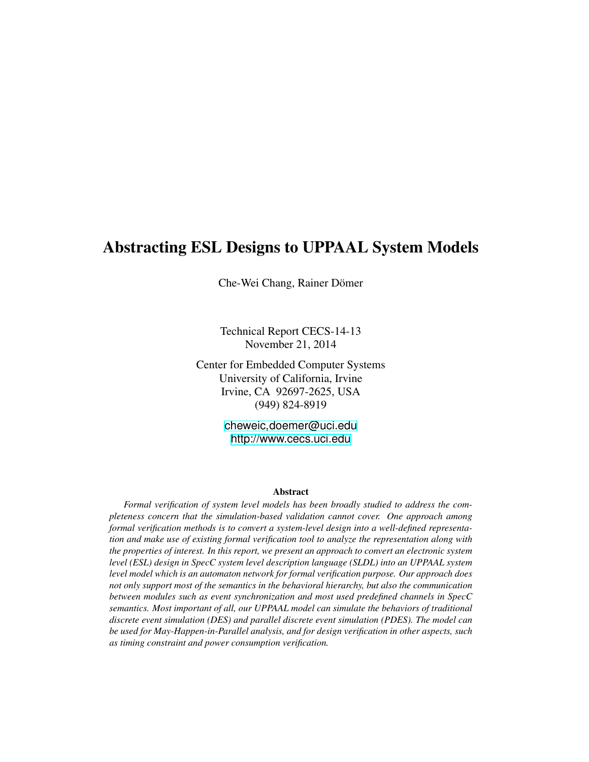# Abstracting ESL Designs to UPPAAL System Models

Che-Wei Chang, Rainer Dömer

Technical Report CECS-14-13
November 21, 2014

Center for Embedded Computer Systems
University of California, Irvine
Irvine, CA 92697-2625, USA
(949) 824-8919

cheweic,doemer@uci.edu
http://www.cecs.uci.edu

**Abstract**

*Formal verification of system level models has been broadly studied to address the completeness concern that the simulation-based validation cannot cover. One approach among formal verification methods is to convert a system-level design into a well-defined representation and make use of existing formal verification tool to analyze the representation along with the properties of interest. In this report, we present an approach to convert an electronic system level (ESL) design in SpecC system level description language (SLDL) into an UPPAAL system level model which is an automaton network for formal verification purpose. Our approach does not only support most of the semantics in the behavioral hierarchy, but also the communication between modules such as event synchronization and most used predefined channels in SpecC semantics. Most important of all, our UPPAAL model can simulate the behaviors of traditional discrete event simulation (DES) and parallel discrete event simulation (PDES). The model can be used for May-Happen-in-Parallel analysis, and for design verification in other aspects, such as timing constraint and power consumption verification.*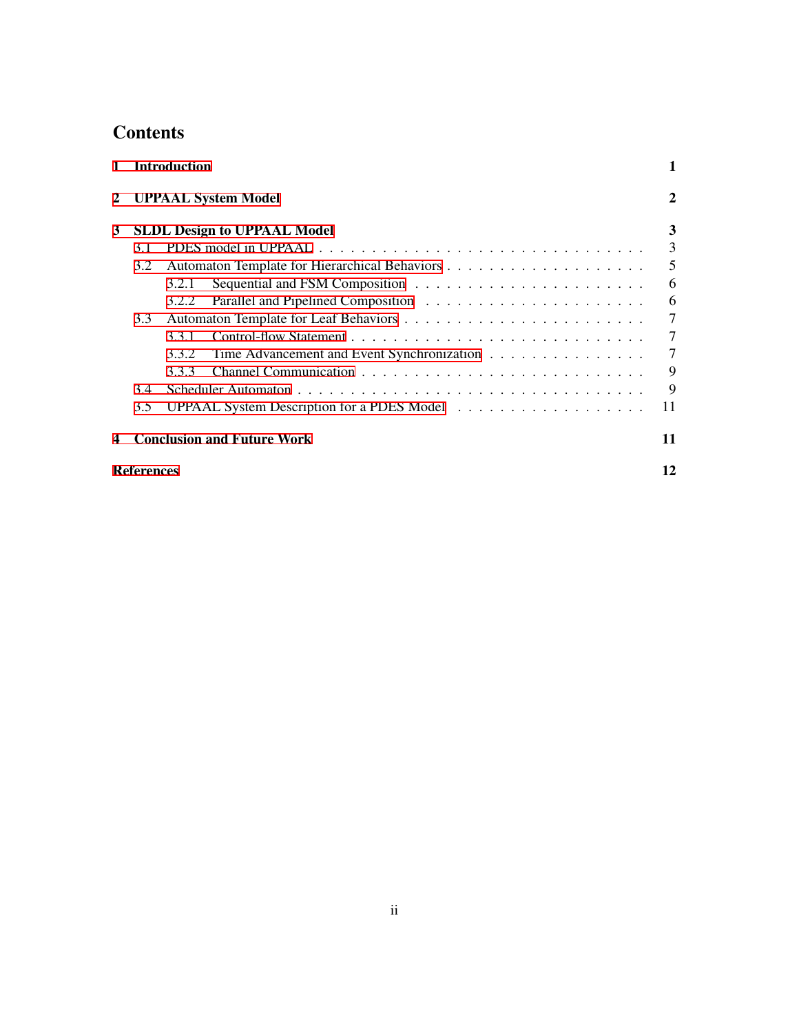# Contents

**1 Introduction** — **1**

**2 UPPAAL System Model** — **2**

**3 SLDL Design to UPPAAL Model** — **3**

- 3.1 PDES model in UPPAAL — 3
- 3.2 Automaton Template for Hierarchical Behaviors — 5
  - 3.2.1 Sequential and FSM Composition — 6
  - 3.2.2 Parallel and Pipelined Composition — 6
- 3.3 Automaton Template for Leaf Behaviors — 7
  - 3.3.1 Control-flow Statement — 7
  - 3.3.2 Time Advancement and Event Synchronization — 7
  - 3.3.3 Channel Communication — 9
- 3.4 Scheduler Automaton — 9
- 3.5 UPPAAL System Description for a PDES Model — 11

**4 Conclusion and Future Work** — **11**

**References** — **12**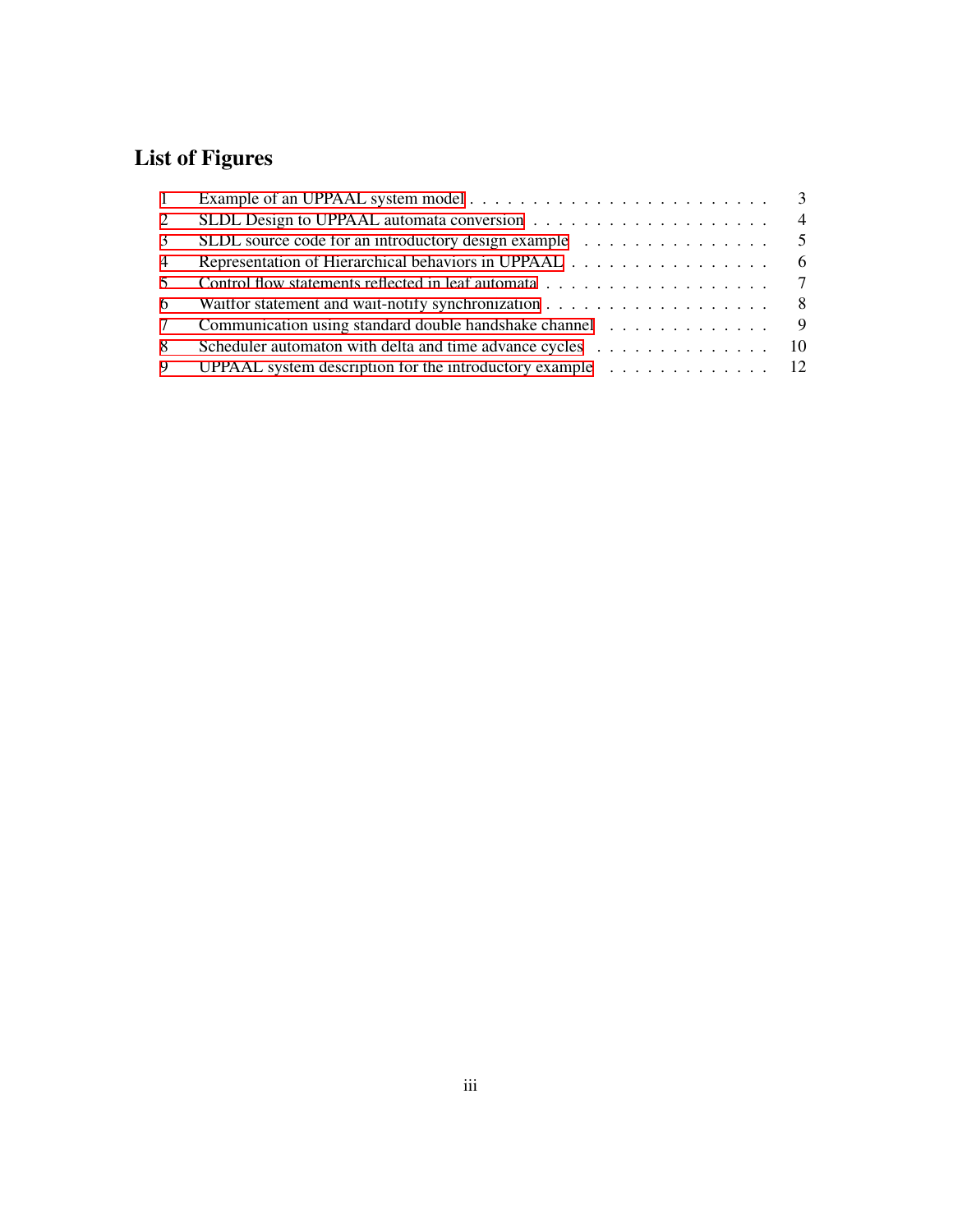# List of Figures

1 Example of an UPPAAL system model . . . . . . . . . . . . . . . . . . . . . . . . 3
2 SLDL Design to UPPAAL automata conversion . . . . . . . . . . . . . . . . . . . 4
3 SLDL source code for an introductory design example . . . . . . . . . . . . . . . 5
4 Representation of Hierarchical behaviors in UPPAAL . . . . . . . . . . . . . . . . 6
5 Control flow statements reflected in leaf automata . . . . . . . . . . . . . . . . . . 7
6 Waitfor statement and wait-notify synchronization . . . . . . . . . . . . . . . . . . 8
7 Communication using standard double handshake channel . . . . . . . . . . . . . 9
8 Scheduler automaton with delta and time advance cycles . . . . . . . . . . . . . . 10
9 UPPAAL system description for the introductory example . . . . . . . . . . . . . 12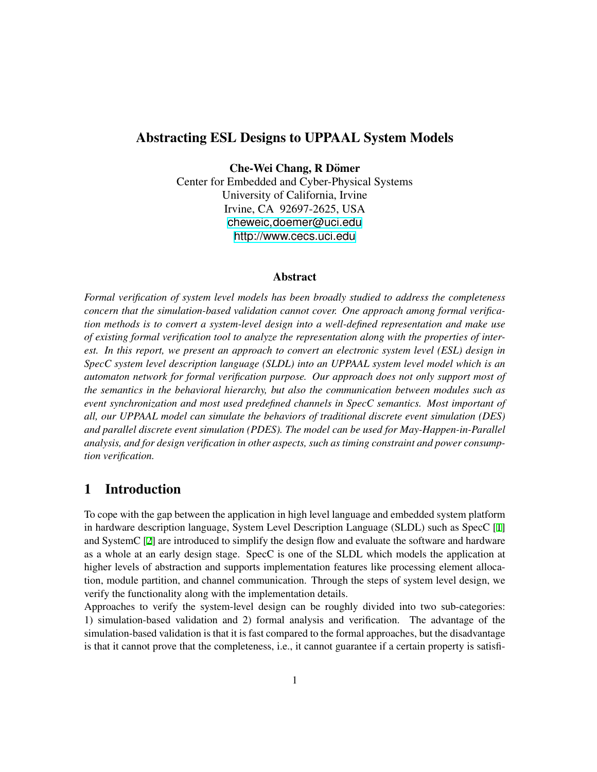# Abstracting ESL Designs to UPPAAL System Models

**Che-Wei Chang, R Dömer**
Center for Embedded and Cyber-Physical Systems
University of California, Irvine
Irvine, CA 92697-2625, USA
cheweic,doemer@uci.edu
http://www.cecs.uci.edu

### Abstract

*Formal verification of system level models has been broadly studied to address the completeness concern that the simulation-based validation cannot cover. One approach among formal verification methods is to convert a system-level design into a well-defined representation and make use of existing formal verification tool to analyze the representation along with the properties of interest. In this report, we present an approach to convert an electronic system level (ESL) design in SpecC system level description language (SLDL) into an UPPAAL system level model which is an automaton network for formal verification purpose. Our approach does not only support most of the semantics in the behavioral hierarchy, but also the communication between modules such as event synchronization and most used predefined channels in SpecC semantics. Most important of all, our UPPAAL model can simulate the behaviors of traditional discrete event simulation (DES) and parallel discrete event simulation (PDES). The model can be used for May-Happen-in-Parallel analysis, and for design verification in other aspects, such as timing constraint and power consumption verification.*

## 1 Introduction

To cope with the gap between the application in high level language and embedded system platform in hardware description language, System Level Description Language (SLDL) such as SpecC [1] and SystemC [2] are introduced to simplify the design flow and evaluate the software and hardware as a whole at an early design stage. SpecC is one of the SLDL which models the application at higher levels of abstraction and supports implementation features like processing element allocation, module partition, and channel communication. Through the steps of system level design, we verify the functionality along with the implementation details.

Approaches to verify the system-level design can be roughly divided into two sub-categories: 1) simulation-based validation and 2) formal analysis and verification. The advantage of the simulation-based validation is that it is fast compared to the formal approaches, but the disadvantage is that it cannot prove that the completeness, i.e., it cannot guarantee if a certain property is satisfi-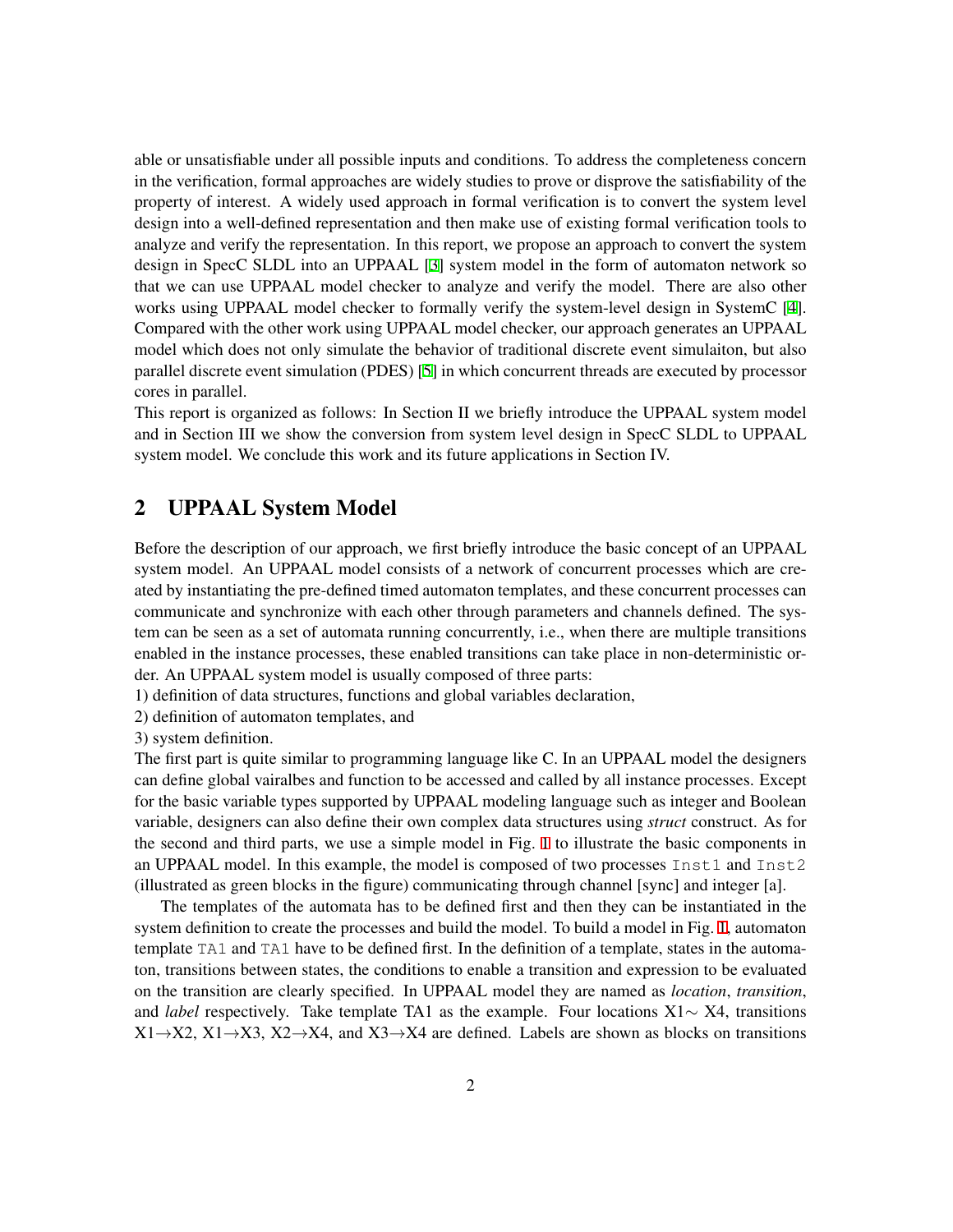able or unsatisfiable under all possible inputs and conditions. To address the completeness concern in the verification, formal approaches are widely studies to prove or disprove the satisfiability of the property of interest. A widely used approach in formal verification is to convert the system level design into a well-defined representation and then make use of existing formal verification tools to analyze and verify the representation. In this report, we propose an approach to convert the system design in SpecC SLDL into an UPPAAL [3] system model in the form of automaton network so that we can use UPPAAL model checker to analyze and verify the model. There are also other works using UPPAAL model checker to formally verify the system-level design in SystemC [4]. Compared with the other work using UPPAAL model checker, our approach generates an UPPAAL model which does not only simulate the behavior of traditional discrete event simulaiton, but also parallel discrete event simulation (PDES) [5] in which concurrent threads are executed by processor cores in parallel.

This report is organized as follows: In Section II we briefly introduce the UPPAAL system model and in Section III we show the conversion from system level design in SpecC SLDL to UPPAAL system model. We conclude this work and its future applications in Section IV.

## 2 UPPAAL System Model

Before the description of our approach, we first briefly introduce the basic concept of an UPPAAL system model. An UPPAAL model consists of a network of concurrent processes which are created by instantiating the pre-defined timed automaton templates, and these concurrent processes can communicate and synchronize with each other through parameters and channels defined. The system can be seen as a set of automata running concurrently, i.e., when there are multiple transitions enabled in the instance processes, these enabled transitions can take place in non-deterministic order. An UPPAAL system model is usually composed of three parts:

1) definition of data structures, functions and global variables declaration,

2) definition of automaton templates, and

3) system definition.

The first part is quite similar to programming language like C. In an UPPAAL model the designers can define global vairalbes and function to be accessed and called by all instance processes. Except for the basic variable types supported by UPPAAL modeling language such as integer and Boolean variable, designers can also define their own complex data structures using *struct* construct. As for the second and third parts, we use a simple model in Fig. 1 to illustrate the basic components in an UPPAAL model. In this example, the model is composed of two processes `Inst1` and `Inst2` (illustrated as green blocks in the figure) communicating through channel [sync] and integer [a].

The templates of the automata has to be defined first and then they can be instantiated in the system definition to create the processes and build the model. To build a model in Fig. 1, automaton template `TA1` and `TA1` have to be defined first. In the definition of a template, states in the automaton, transitions between states, the conditions to enable a transition and expression to be evaluated on the transition are clearly specified. In UPPAAL model they are named as *location*, *transition*, and *label* respectively. Take template TA1 as the example. Four locations X1$\sim$ X4, transitions X1$\rightarrow$X2, X1$\rightarrow$X3, X2$\rightarrow$X4, and X3$\rightarrow$X4 are defined. Labels are shown as blocks on transitions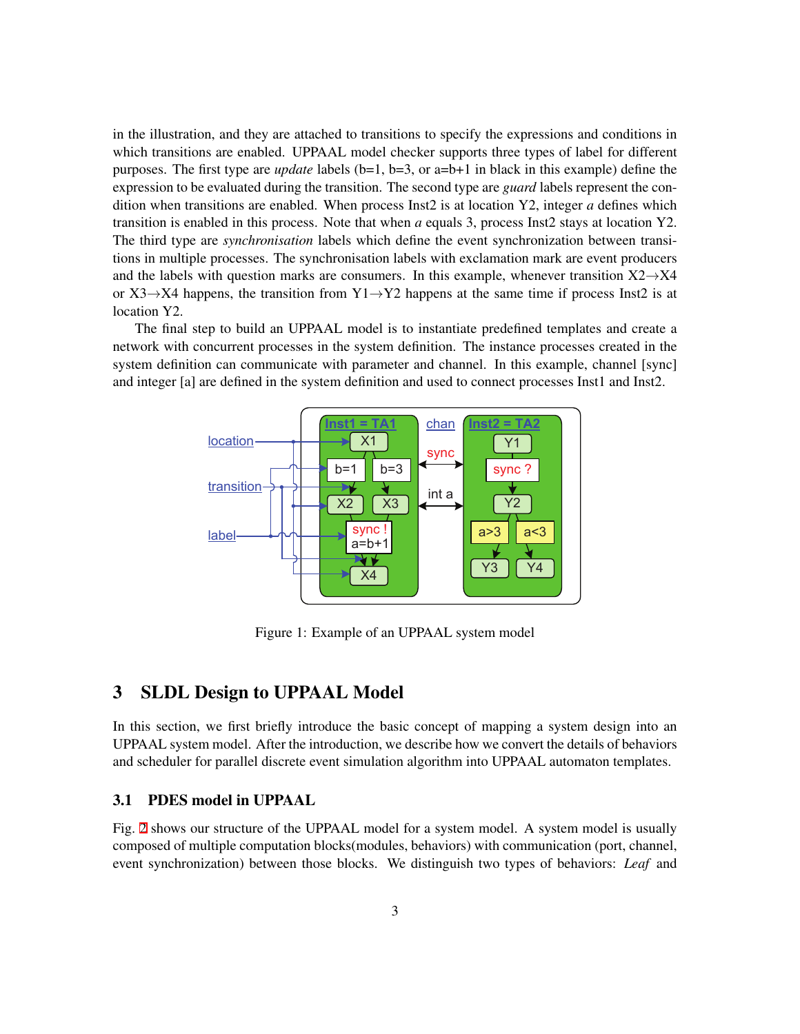in the illustration, and they are attached to transitions to specify the expressions and conditions in which transitions are enabled. UPPAAL model checker supports three types of label for different purposes. The first type are *update* labels (b=1, b=3, or a=b+1 in black in this example) define the expression to be evaluated during the transition. The second type are *guard* labels represent the condition when transitions are enabled. When process Inst2 is at location Y2, integer *a* defines which transition is enabled in this process. Note that when *a* equals 3, process Inst2 stays at location Y2. The third type are *synchronisation* labels which define the event synchronization between transitions in multiple processes. The synchronisation labels with exclamation mark are event producers and the labels with question marks are consumers. In this example, whenever transition X2→X4 or X3→X4 happens, the transition from Y1→Y2 happens at the same time if process Inst2 is at location Y2.

The final step to build an UPPAAL model is to instantiate predefined templates and create a network with concurrent processes in the system definition. The instance processes created in the system definition can communicate with parameter and channel. In this example, channel [sync] and integer [a] are defined in the system definition and used to connect processes Inst1 and Inst2.

Figure 1: Example of an UPPAAL system model

## 3 SLDL Design to UPPAAL Model

In this section, we first briefly introduce the basic concept of mapping a system design into an UPPAAL system model. After the introduction, we describe how we convert the details of behaviors and scheduler for parallel discrete event simulation algorithm into UPPAAL automaton templates.

### 3.1 PDES model in UPPAAL

Fig. 2 shows our structure of the UPPAAL model for a system model. A system model is usually composed of multiple computation blocks(modules, behaviors) with communication (port, channel, event synchronization) between those blocks. We distinguish two types of behaviors: *Leaf* and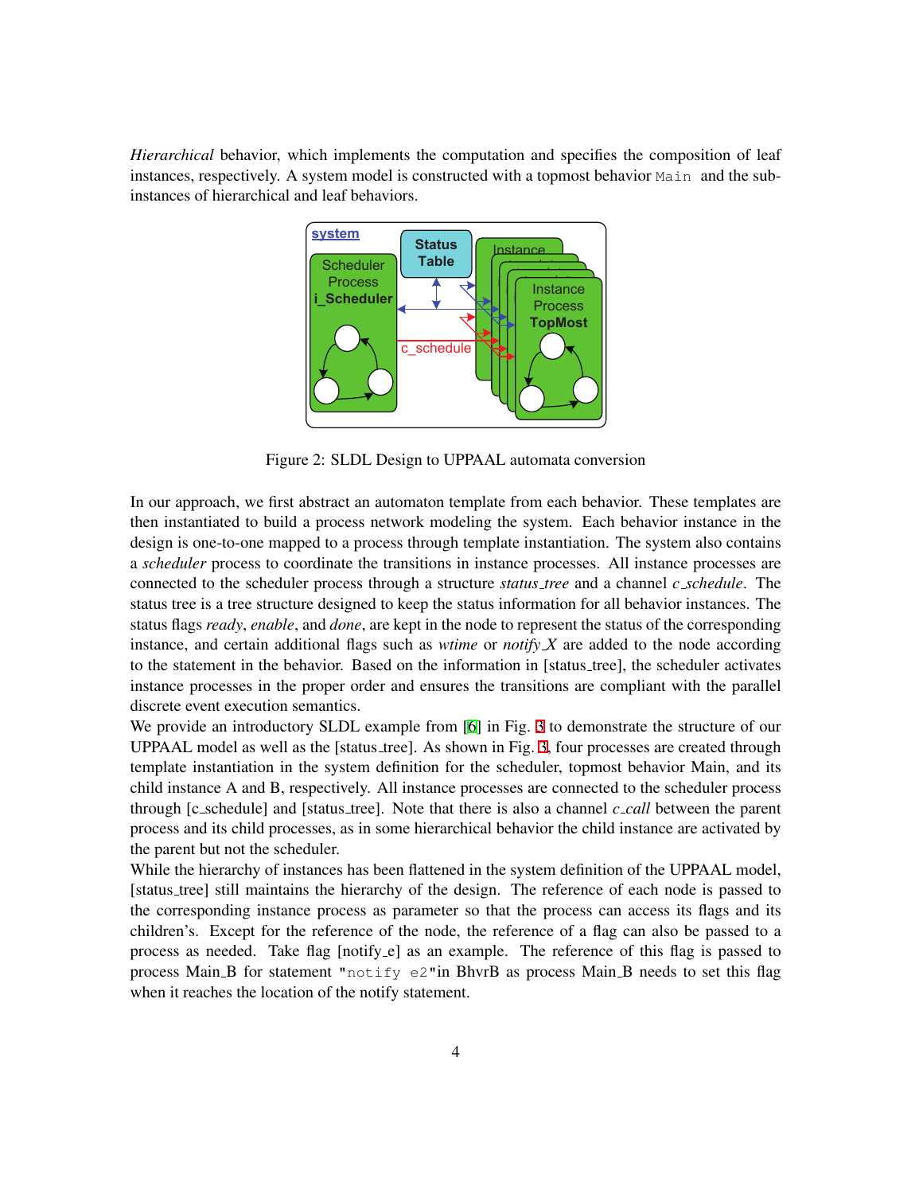*Hierarchical* behavior, which implements the computation and specifies the composition of leaf instances, respectively. A system model is constructed with a topmost behavior `Main` and the sub-instances of hierarchical and leaf behaviors.

Figure 2: SLDL Design to UPPAAL automata conversion

In our approach, we first abstract an automaton template from each behavior. These templates are then instantiated to build a process network modeling the system. Each behavior instance in the design is one-to-one mapped to a process through template instantiation. The system also contains a *scheduler* process to coordinate the transitions in instance processes. All instance processes are connected to the scheduler process through a structure *status_tree* and a channel *c_schedule*. The status tree is a tree structure designed to keep the status information for all behavior instances. The status flags *ready*, *enable*, and *done*, are kept in the node to represent the status of the corresponding instance, and certain additional flags such as *wtime* or *notify_X* are added to the node according to the statement in the behavior. Based on the information in [status_tree], the scheduler activates instance processes in the proper order and ensures the transitions are compliant with the parallel discrete event execution semantics.

We provide an introductory SLDL example from [6] in Fig. 3 to demonstrate the structure of our UPPAAL model as well as the [status_tree]. As shown in Fig. 3, four processes are created through template instantiation in the system definition for the scheduler, topmost behavior Main, and its child instance A and B, respectively. All instance processes are connected to the scheduler process through [c_schedule] and [status_tree]. Note that there is also a channel *c_call* between the parent process and its child processes, as in some hierarchical behavior the child instance are activated by the parent but not the scheduler.

While the hierarchy of instances has been flattened in the system definition of the UPPAAL model, [status_tree] still maintains the hierarchy of the design. The reference of each node is passed to the corresponding instance process as parameter so that the process can access its flags and its children's. Except for the reference of the node, the reference of a flag can also be passed to a process as needed. Take flag [notify_e] as an example. The reference of this flag is passed to process Main_B for statement "`notify e2`"in BhvrB as process Main_B needs to set this flag when it reaches the location of the notify statement.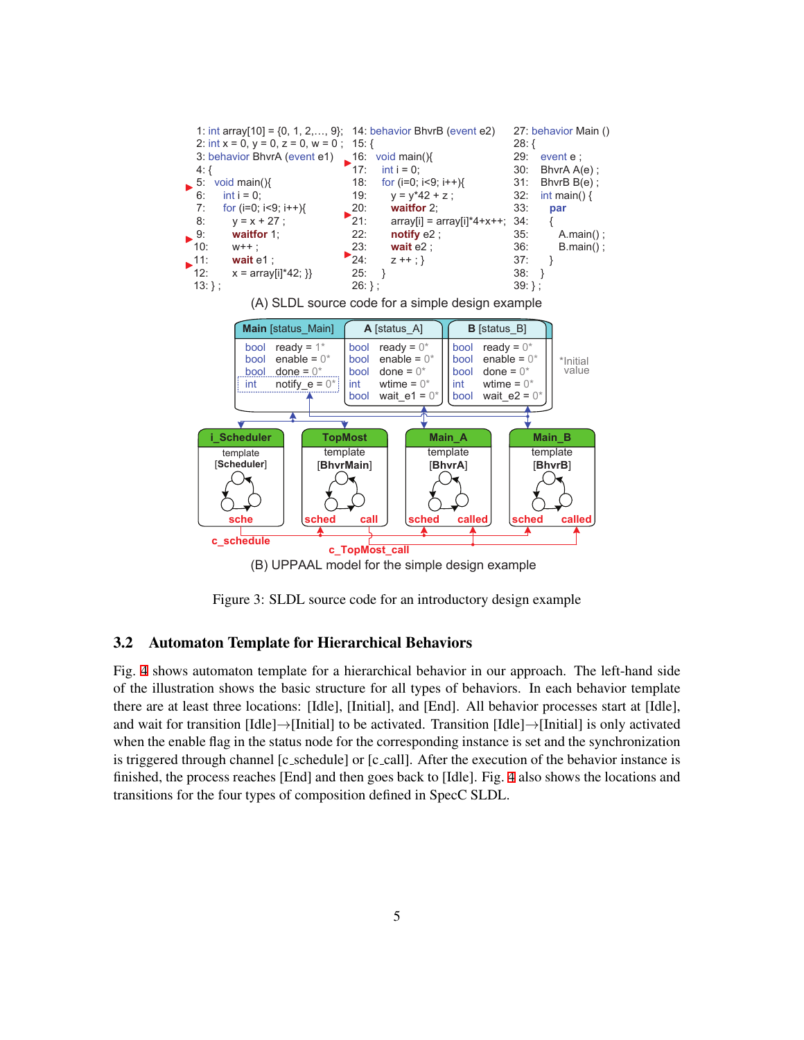```
1: int array[10] = {0, 1, 2,..., 9};
2: int x = 0, y = 0, z = 0, w = 0 ;
3: behavior BhvrA (event e1)
4: {
5:   void main(){
6:     int i = 0;
7:     for (i=0; i<9; i++){
8:       y = x + 27 ;
9:       waitfor 1;
10:      w++ ;
11:      wait e1 ;
12:      x = array[i]*42; }}
13: } ;
```

```
14: behavior BhvrB (event e2)
15: {
16:   void main(){
17:     int i = 0;
18:     for (i=0; i<9; i++){
19:       y = y*42 + z ;
20:       waitfor 2;
21:       array[i] = array[i]*4+x++;
22:       notify e2 ;
23:       wait e2 ;
24:       z ++ ; }
25:   }
26: } ;
```

```
27: behavior Main ()
28: {
29:   event e ;
30:   BhvrA A(e) ;
31:   BhvrB B(e) ;
32:   int main() {
33:     par
34:     {
35:       A.main() ;
36:       B.main() ;
37:     }
38:   }
39: } ;
```

(A) SLDL source code for a simple design example

(B) UPPAAL model for the simple design example

Figure 3: SLDL source code for an introductory design example

### 3.2 Automaton Template for Hierarchical Behaviors

Fig. 4 shows automaton template for a hierarchical behavior in our approach. The left-hand side of the illustration shows the basic structure for all types of behaviors. In each behavior template there are at least three locations: [Idle], [Initial], and [End]. All behavior processes start at [Idle], and wait for transition [Idle]→[Initial] to be activated. Transition [Idle]→[Initial] is only activated when the enable flag in the status node for the corresponding instance is set and the synchronization is triggered through channel [c_schedule] or [c_call]. After the execution of the behavior instance is finished, the process reaches [End] and then goes back to [Idle]. Fig. 4 also shows the locations and transitions for the four types of composition defined in SpecC SLDL.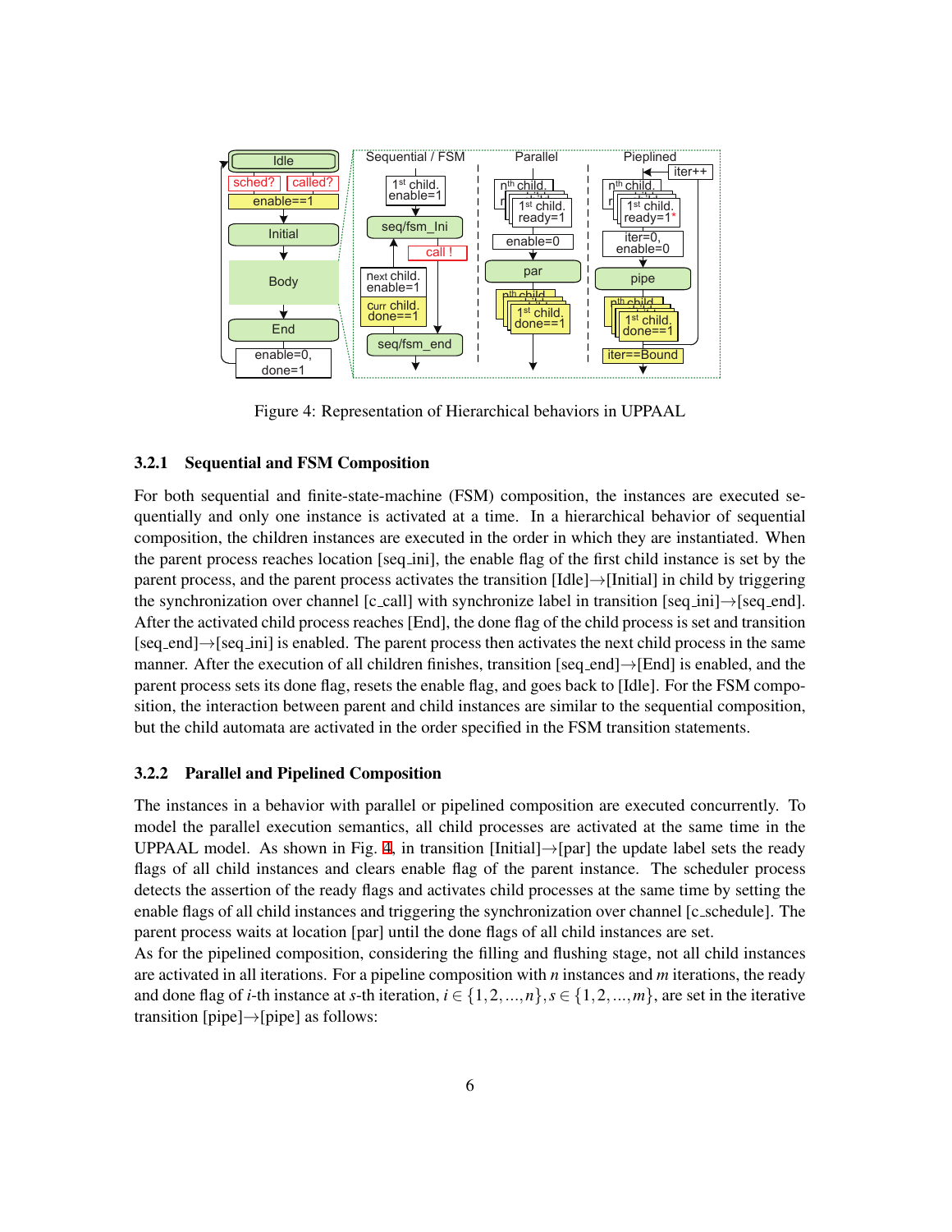Figure 4: Representation of Hierarchical behaviors in UPPAAL

### 3.2.1 Sequential and FSM Composition

For both sequential and finite-state-machine (FSM) composition, the instances are executed sequentially and only one instance is activated at a time. In a hierarchical behavior of sequential composition, the children instances are executed in the order in which they are instantiated. When the parent process reaches location [seq_ini], the enable flag of the first child instance is set by the parent process, and the parent process activates the transition [Idle]→[Initial] in child by triggering the synchronization over channel [c_call] with synchronize label in transition [seq_ini]→[seq_end]. After the activated child process reaches [End], the done flag of the child process is set and transition [seq_end]→[seq_ini] is enabled. The parent process then activates the next child process in the same manner. After the execution of all children finishes, transition [seq_end]→[End] is enabled, and the parent process sets its done flag, resets the enable flag, and goes back to [Idle]. For the FSM composition, the interaction between parent and child instances are similar to the sequential composition, but the child automata are activated in the order specified in the FSM transition statements.

### 3.2.2 Parallel and Pipelined Composition

The instances in a behavior with parallel or pipelined composition are executed concurrently. To model the parallel execution semantics, all child processes are activated at the same time in the UPPAAL model. As shown in Fig. 4, in transition [Initial]→[par] the update label sets the ready flags of all child instances and clears enable flag of the parent instance. The scheduler process detects the assertion of the ready flags and activates child processes at the same time by setting the enable flags of all child instances and triggering the synchronization over channel [c_schedule]. The parent process waits at location [par] until the done flags of all child instances are set.

As for the pipelined composition, considering the filling and flushing stage, not all child instances are activated in all iterations. For a pipeline composition with $n$ instances and $m$ iterations, the ready and done flag of $i$-th instance at $s$-th iteration, $i \in \{1, 2, ..., n\}, s \in \{1, 2, ..., m\}$, are set in the iterative transition [pipe]→[pipe] as follows: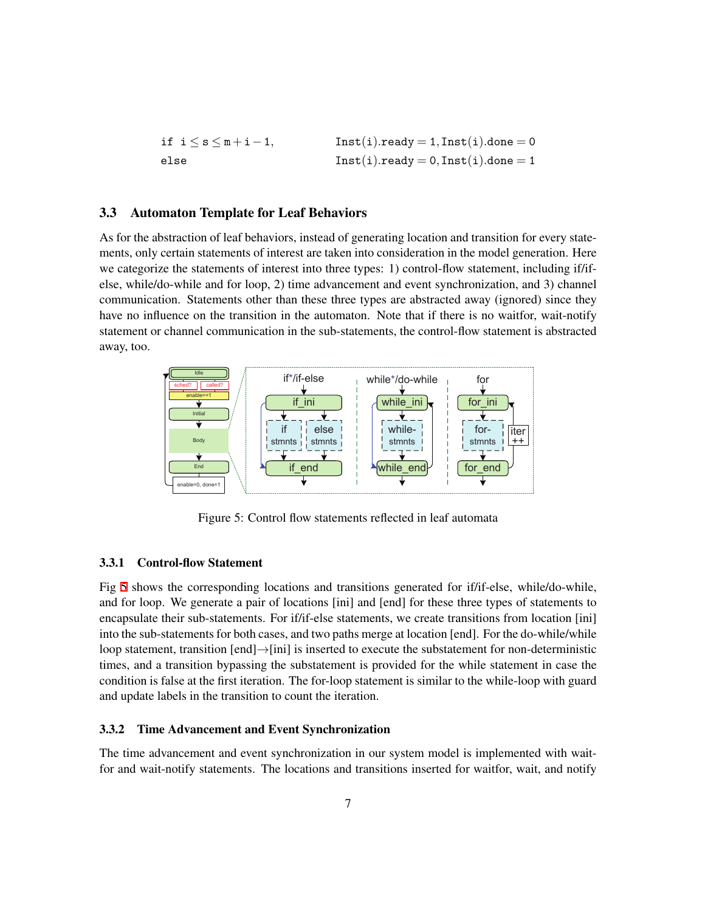$$
\begin{array}{ll}
\texttt{if } \mathtt{i} \leq \mathtt{s} \leq \mathtt{m}+\mathtt{i}-1, & \mathtt{Inst(i).ready} = 1, \mathtt{Inst(i).done} = 0 \\
\texttt{else} & \mathtt{Inst(i).ready} = 0, \mathtt{Inst(i).done} = 1
\end{array}
$$

### 3.3 Automaton Template for Leaf Behaviors

As for the abstraction of leaf behaviors, instead of generating location and transition for every statements, only certain statements of interest are taken into consideration in the model generation. Here we categorize the statements of interest into three types: 1) control-flow statement, including if/if-else, while/do-while and for loop, 2) time advancement and event synchronization, and 3) channel communication. Statements other than these three types are abstracted away (ignored) since they have no influence on the transition in the automaton. Note that if there is no waitfor, wait-notify statement or channel communication in the sub-statements, the control-flow statement is abstracted away, too.

Figure 5: Control flow statements reflected in leaf automata

#### 3.3.1 Control-flow Statement

Fig 5 shows the corresponding locations and transitions generated for if/if-else, while/do-while, and for loop. We generate a pair of locations [ini] and [end] for these three types of statements to encapsulate their sub-statements. For if/if-else statements, we create transitions from location [ini] into the sub-statements for both cases, and two paths merge at location [end]. For the do-while/while loop statement, transition [end]→[ini] is inserted to execute the substatement for non-deterministic times, and a transition bypassing the substatement is provided for the while statement in case the condition is false at the first iteration. The for-loop statement is similar to the while-loop with guard and update labels in the transition to count the iteration.

#### 3.3.2 Time Advancement and Event Synchronization

The time advancement and event synchronization in our system model is implemented with waitfor and wait-notify statements. The locations and transitions inserted for waitfor, wait, and notify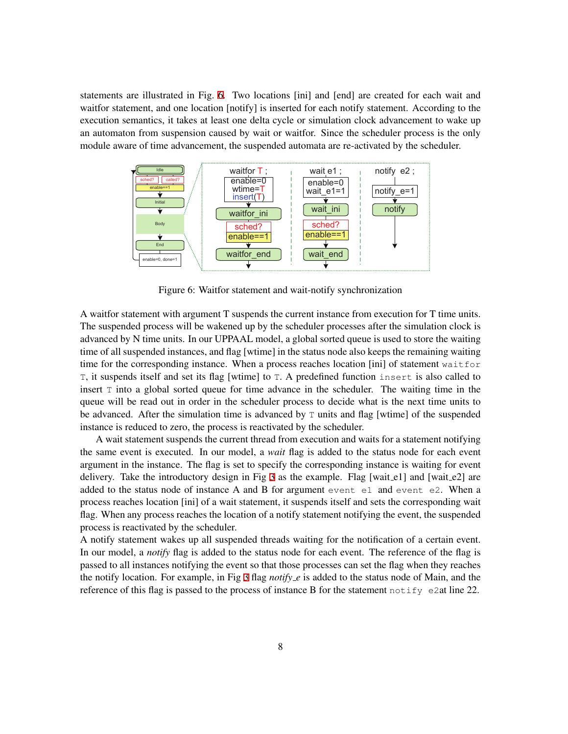statements are illustrated in Fig. 6. Two locations [ini] and [end] are created for each wait and waitfor statement, and one location [notify] is inserted for each notify statement. According to the execution semantics, it takes at least one delta cycle or simulation clock advancement to wake up an automaton from suspension caused by wait or waitfor. Since the scheduler process is the only module aware of time advancement, the suspended automata are re-activated by the scheduler.

Figure 6: Waitfor statement and wait-notify synchronization

A waitfor statement with argument T suspends the current instance from execution for T time units. The suspended process will be wakened up by the scheduler processes after the simulation clock is advanced by N time units. In our UPPAAL model, a global sorted queue is used to store the waiting time of all suspended instances, and flag [wtime] in the status node also keeps the remaining waiting time for the corresponding instance. When a process reaches location [ini] of statement `waitfor T`, it suspends itself and set its flag [wtime] to `T`. A predefined function `insert` is also called to insert `T` into a global sorted queue for time advance in the scheduler. The waiting time in the queue will be read out in order in the scheduler process to decide what is the next time units to be advanced. After the simulation time is advanced by `T` units and flag [wtime] of the suspended instance is reduced to zero, the process is reactivated by the scheduler.

A wait statement suspends the current thread from execution and waits for a statement notifying the same event is executed. In our model, a *wait* flag is added to the status node for each event argument in the instance. The flag is set to specify the corresponding instance is waiting for event delivery. Take the introductory design in Fig 3 as the example. Flag [wait_e1] and [wait_e2] are added to the status node of instance A and B for argument `event e1` and `event e2`. When a process reaches location [ini] of a wait statement, it suspends itself and sets the corresponding wait flag. When any process reaches the location of a notify statement notifying the event, the suspended process is reactivated by the scheduler.

A notify statement wakes up all suspended threads waiting for the notification of a certain event. In our model, a *notify* flag is added to the status node for each event. The reference of the flag is passed to all instances notifying the event so that those processes can set the flag when they reaches the notify location. For example, in Fig 3 flag *notify_e* is added to the status node of Main, and the reference of this flag is passed to the process of instance B for the statement `notify e2`at line 22.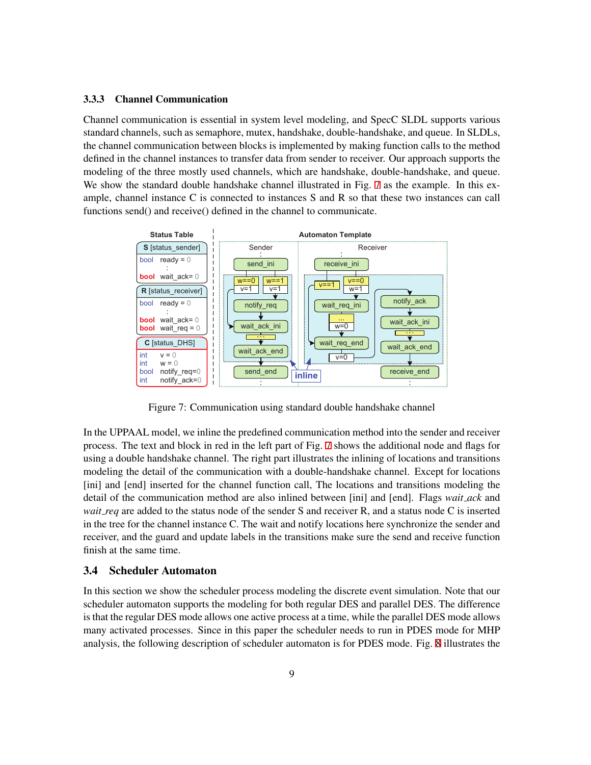### 3.3.3 Channel Communication

Channel communication is essential in system level modeling, and SpecC SLDL supports various standard channels, such as semaphore, mutex, handshake, double-handshake, and queue. In SLDLs, the channel communication between blocks is implemented by making function calls to the method defined in the channel instances to transfer data from sender to receiver. Our approach supports the modeling of the three mostly used channels, which are handshake, double-handshake, and queue. We show the standard double handshake channel illustrated in Fig. 7 as the example. In this example, channel instance C is connected to instances S and R so that these two instances can call functions send() and receive() defined in the channel to communicate.

Figure 7: Communication using standard double handshake channel

In the UPPAAL model, we inline the predefined communication method into the sender and receiver process. The text and block in red in the left part of Fig. 7 shows the additional node and flags for using a double handshake channel. The right part illustrates the inlining of locations and transitions modeling the detail of the communication with a double-handshake channel. Except for locations [ini] and [end] inserted for the channel function call, The locations and transitions modeling the detail of the communication method are also inlined between [ini] and [end]. Flags *wait_ack* and *wait_req* are added to the status node of the sender S and receiver R, and a status node C is inserted in the tree for the channel instance C. The wait and notify locations here synchronize the sender and receiver, and the guard and update labels in the transitions make sure the send and receive function finish at the same time.

## 3.4 Scheduler Automaton

In this section we show the scheduler process modeling the discrete event simulation. Note that our scheduler automaton supports the modeling for both regular DES and parallel DES. The difference is that the regular DES mode allows one active process at a time, while the parallel DES mode allows many activated processes. Since in this paper the scheduler needs to run in PDES mode for MHP analysis, the following description of scheduler automaton is for PDES mode. Fig. 8 illustrates the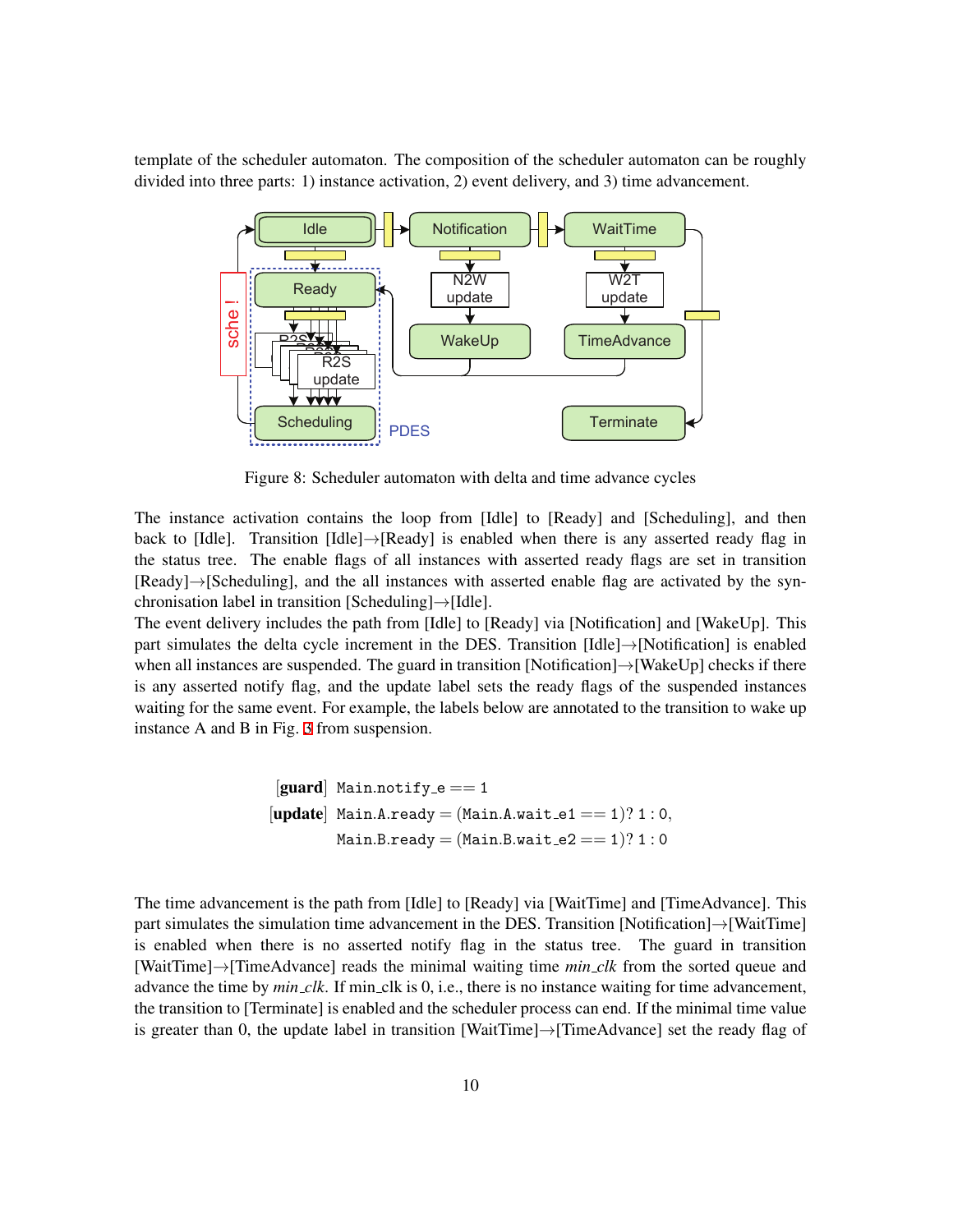template of the scheduler automaton. The composition of the scheduler automaton can be roughly divided into three parts: 1) instance activation, 2) event delivery, and 3) time advancement.

Figure 8: Scheduler automaton with delta and time advance cycles

The instance activation contains the loop from [Idle] to [Ready] and [Scheduling], and then back to [Idle]. Transition [Idle]→[Ready] is enabled when there is any asserted ready flag in the status tree. The enable flags of all instances with asserted ready flags are set in transition [Ready]→[Scheduling], and the all instances with asserted enable flag are activated by the synchronisation label in transition [Scheduling]→[Idle].

The event delivery includes the path from [Idle] to [Ready] via [Notification] and [WakeUp]. This part simulates the delta cycle increment in the DES. Transition [Idle]→[Notification] is enabled when all instances are suspended. The guard in transition [Notification]→[WakeUp] checks if there is any asserted notify flag, and the update label sets the ready flags of the suspended instances waiting for the same event. For example, the labels below are annotated to the transition to wake up instance A and B in Fig. 3 from suspension.

```
[guard]  Main.notify_e == 1
[update] Main.A.ready = (Main.A.wait_e1 == 1)? 1 : 0,
         Main.B.ready = (Main.B.wait_e2 == 1)? 1 : 0
```

The time advancement is the path from [Idle] to [Ready] via [WaitTime] and [TimeAdvance]. This part simulates the simulation time advancement in the DES. Transition [Notification]→[WaitTime] is enabled when there is no asserted notify flag in the status tree. The guard in transition [WaitTime]→[TimeAdvance] reads the minimal waiting time *min_clk* from the sorted queue and advance the time by *min_clk*. If min_clk is 0, i.e., there is no instance waiting for time advancement, the transition to [Terminate] is enabled and the scheduler process can end. If the minimal time value is greater than 0, the update label in transition [WaitTime]→[TimeAdvance] set the ready flag of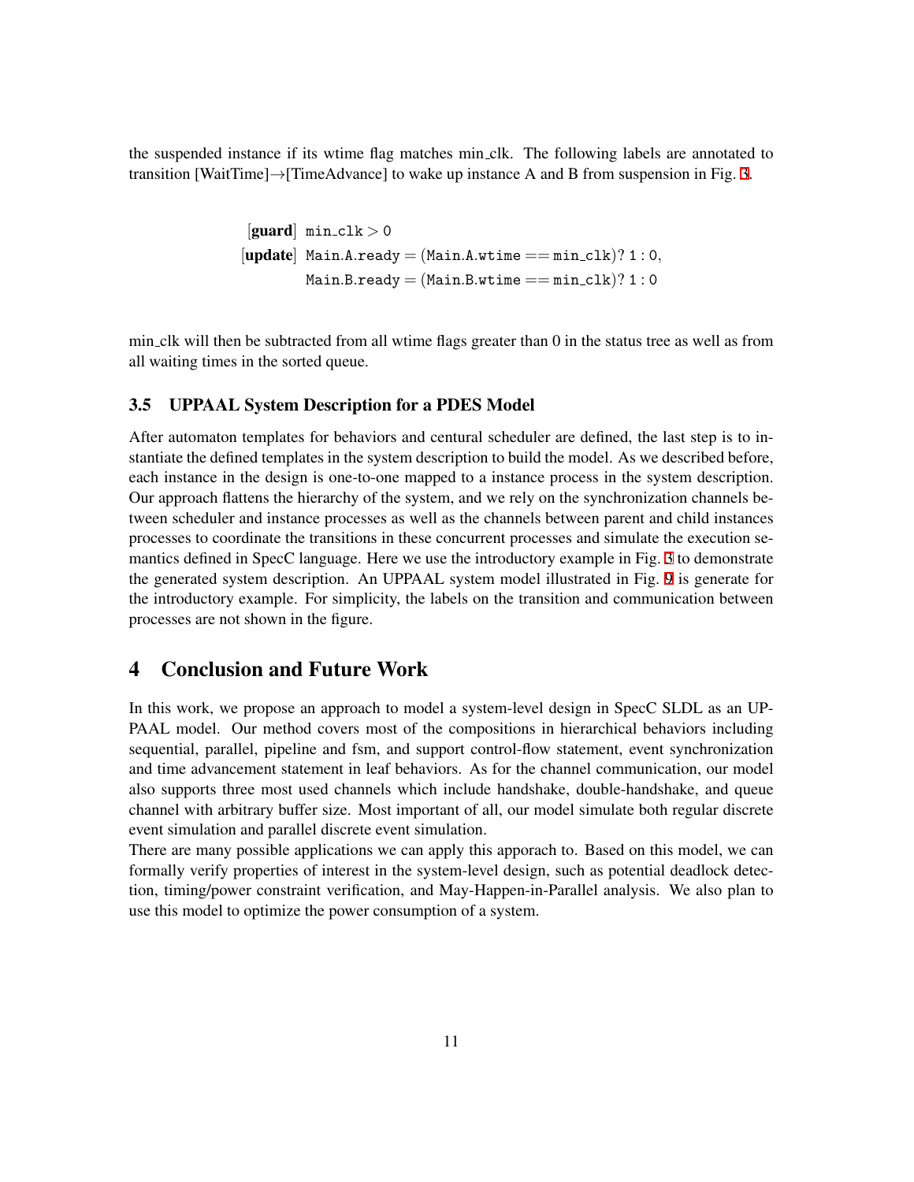the suspended instance if its wtime flag matches min_clk. The following labels are annotated to transition [WaitTime]→[TimeAdvance] to wake up instance A and B from suspension in Fig. 3.

$$
\begin{aligned}
[\textbf{guard}] \quad & \texttt{min\_clk} > 0 \\
[\textbf{update}] \quad & \texttt{Main.A.ready} = (\texttt{Main.A.wtime} == \texttt{min\_clk})\,?\,1:0, \\
& \texttt{Main.B.ready} = (\texttt{Main.B.wtime} == \texttt{min\_clk})\,?\,1:0
\end{aligned}
$$

min_clk will then be subtracted from all wtime flags greater than 0 in the status tree as well as from all waiting times in the sorted queue.

### 3.5 UPPAAL System Description for a PDES Model

After automaton templates for behaviors and cen­tural scheduler are defined, the last step is to instantiate the defined templates in the system description to build the model. As we described before, each instance in the design is one-to-one mapped to a instance process in the system description. Our approach flattens the hierarchy of the system, and we rely on the synchronization channels between scheduler and instance processes as well as the channels between parent and child instances processes to coordinate the transitions in these concurrent processes and simulate the execution semantics defined in SpecC language. Here we use the introductory example in Fig. 3 to demonstrate the generated system description. An UPPAAL system model illustrated in Fig. 9 is generate for the introductory example. For simplicity, the labels on the transition and communication between processes are not shown in the figure.

## 4 Conclusion and Future Work

In this work, we propose an approach to model a system-level design in SpecC SLDL as an UPPAAL model. Our method covers most of the compositions in hierarchical behaviors including sequential, parallel, pipeline and fsm, and support control-flow statement, event synchronization and time advancement statement in leaf behaviors. As for the channel communication, our model also supports three most used channels which include handshake, double-handshake, and queue channel with arbitrary buffer size. Most important of all, our model simulate both regular discrete event simulation and parallel discrete event simulation.

There are many possible applications we can apply this apporach to. Based on this model, we can formally verify properties of interest in the system-level design, such as potential deadlock detection, timing/power constraint verification, and May-Happen-in-Parallel analysis. We also plan to use this model to optimize the power consumption of a system.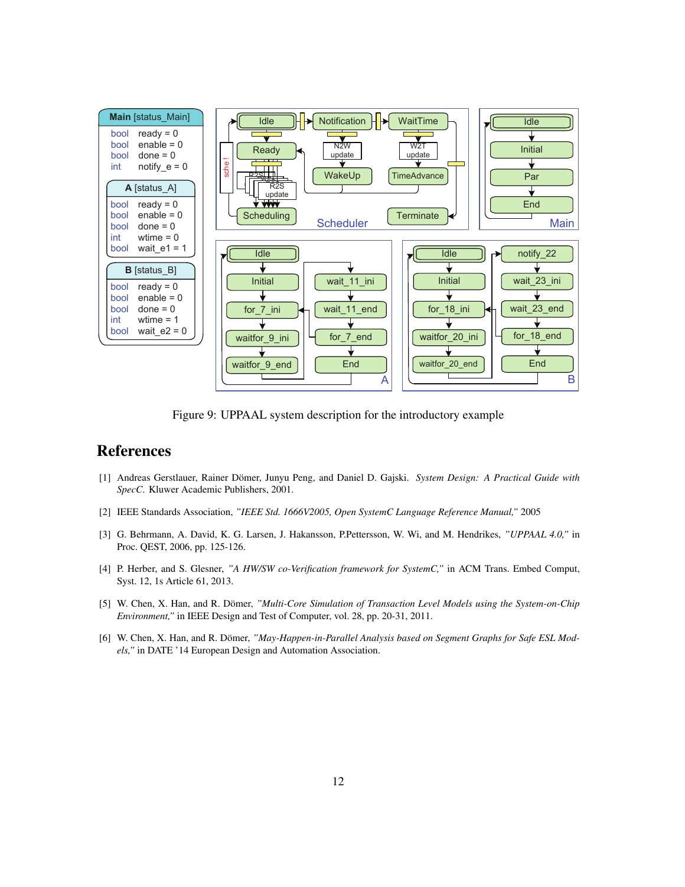Figure 9: UPPAAL system description for the introductory example

## References

[1] Andreas Gerstlauer, Rainer Dömer, Junyu Peng, and Daniel D. Gajski. *System Design: A Practical Guide with SpecC*. Kluwer Academic Publishers, 2001.

[2] IEEE Standards Association, *"IEEE Std. 1666V2005, Open SystemC Language Reference Manual,"* 2005

[3] G. Behrmann, A. David, K. G. Larsen, J. Hakansson, P.Pettersson, W. Wi, and M. Hendrikes, *"UPPAAL 4.0,"* in Proc. QEST, 2006, pp. 125-126.

[4] P. Herber, and S. Glesner, *"A HW/SW co-Verification framework for SystemC,"* in ACM Trans. Embed Comput, Syst. 12, 1s Article 61, 2013.

[5] W. Chen, X. Han, and R. Dömer, *"Multi-Core Simulation of Transaction Level Models using the System-on-Chip Environment,"* in IEEE Design and Test of Computer, vol. 28, pp. 20-31, 2011.

[6] W. Chen, X. Han, and R. Dömer, *"May-Happen-in-Parallel Analysis based on Segment Graphs for Safe ESL Models,"* in DATE '14 European Design and Automation Association.